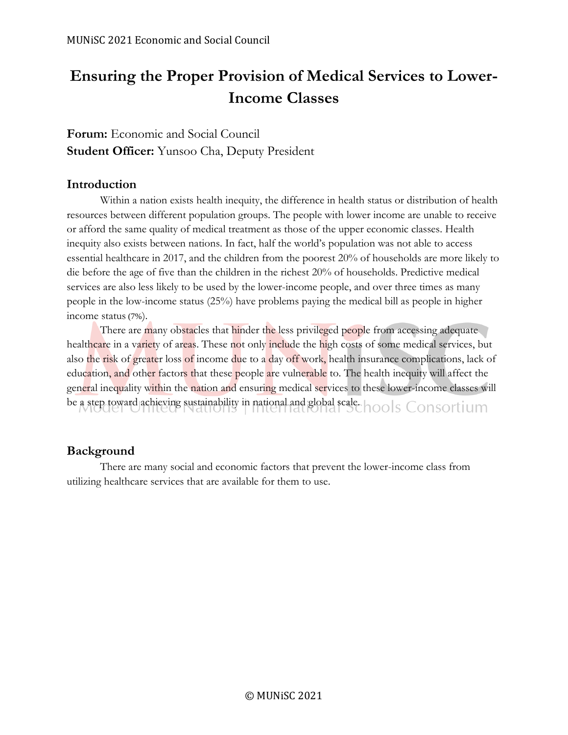# Ensuring the Proper Provision of Medical Services to Lower-Income Classes

**Forum:** Economic and Social Council
**Student Officer:** Yunsoo Cha, Deputy President

## Introduction

Within a nation exists health inequity, the difference in health status or distribution of health resources between different population groups. The people with lower income are unable to receive or afford the same quality of medical treatment as those of the upper economic classes. Health inequity also exists between nations. In fact, half the world's population was not able to access essential healthcare in 2017, and the children from the poorest 20% of households are more likely to die before the age of five than the children in the richest 20% of households. Predictive medical services are also less likely to be used by the lower-income people, and over three times as many people in the low-income status (25%) have problems paying the medical bill as people in higher income status (7%).

There are many obstacles that hinder the less privileged people from accessing adequate healthcare in a variety of areas. These not only include the high costs of some medical services, but also the risk of greater loss of income due to a day off work, health insurance complications, lack of education, and other factors that these people are vulnerable to. The health inequity will affect the general inequality within the nation and ensuring medical services to these lower-income classes will be a step toward achieving sustainability in national and global scale.

## Background

There are many social and economic factors that prevent the lower-income class from utilizing healthcare services that are available for them to use.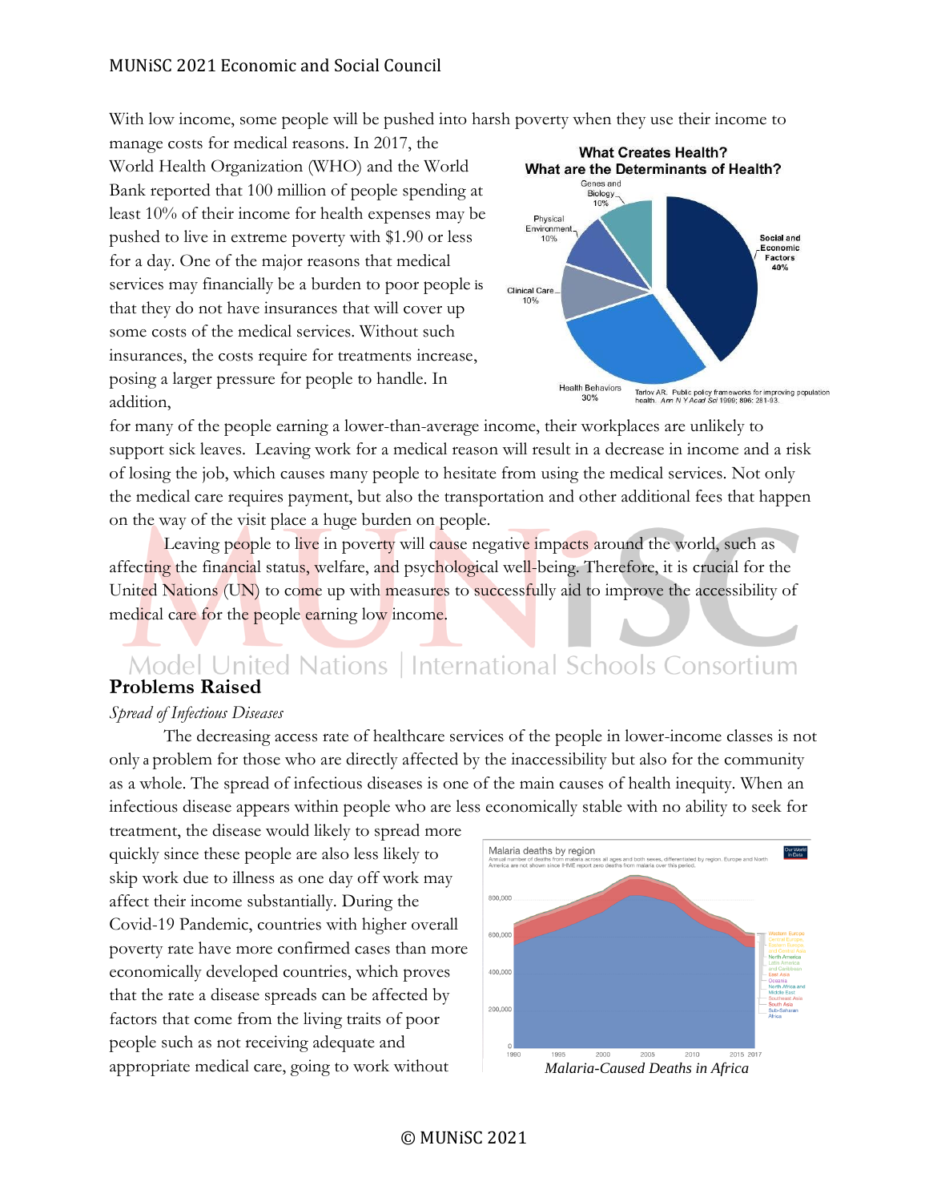With low income, some people will be pushed into harsh poverty when they use their income to manage costs for medical reasons. In 2017, the World Health Organization (WHO) and the World Bank reported that 100 million of people spending at least 10% of their income for health expenses may be pushed to live in extreme poverty with $1.90 or less for a day. One of the major reasons that medical services may financially be a burden to poor people is that they do not have insurances that will cover up some costs of the medical services. Without such insurances, the costs require for treatments increase, posing a larger pressure for people to handle. In addition, for many of the people earning a lower-than-average income, their workplaces are unlikely to support sick leaves. Leaving work for a medical reason will result in a decrease in income and a risk of losing the job, which causes many people to hesitate from using the medical services. Not only the medical care requires payment, but also the transportation and other additional fees that happen on the way of the visit place a huge burden on people.

Leaving people to live in poverty will cause negative impacts around the world, such as affecting the financial status, welfare, and psychological well-being. Therefore, it is crucial for the United Nations (UN) to come up with measures to successfully aid to improve the accessibility of medical care for the people earning low income.

## Problems Raised

*Spread of Infectious Diseases*

The decreasing access rate of healthcare services of the people in lower-income classes is not only a problem for those who are directly affected by the inaccessibility but also for the community as a whole. The spread of infectious diseases is one of the main causes of health inequity. When an infectious disease appears within people who are less economically stable with no ability to seek for treatment, the disease would likely to spread more quickly since these people are also less likely to skip work due to illness as one day off work may affect their income substantially. During the Covid-19 Pandemic, countries with higher overall poverty rate have more confirmed cases than more economically developed countries, which proves that the rate a disease spreads can be affected by factors that come from the living traits of poor people such as not receiving adequate and appropriate medical care, going to work without

*Malaria-Caused Deaths in Africa*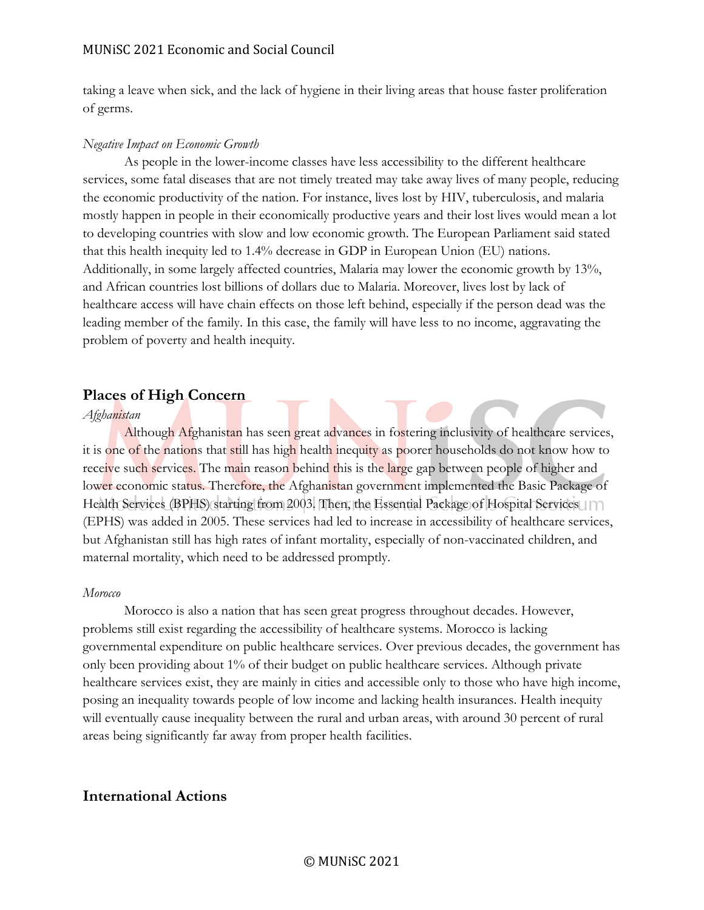taking a leave when sick, and the lack of hygiene in their living areas that house faster proliferation of germs.

*Negative Impact on Economic Growth*

As people in the lower-income classes have less accessibility to the different healthcare services, some fatal diseases that are not timely treated may take away lives of many people, reducing the economic productivity of the nation. For instance, lives lost by HIV, tuberculosis, and malaria mostly happen in people in their economically productive years and their lost lives would mean a lot to developing countries with slow and low economic growth. The European Parliament said stated that this health inequity led to 1.4% decrease in GDP in European Union (EU) nations. Additionally, in some largely affected countries, Malaria may lower the economic growth by 13%, and African countries lost billions of dollars due to Malaria. Moreover, lives lost by lack of healthcare access will have chain effects on those left behind, especially if the person dead was the leading member of the family. In this case, the family will have less to no income, aggravating the problem of poverty and health inequity.

## Places of High Concern

*Afghanistan*

Although Afghanistan has seen great advances in fostering inclusivity of healthcare services, it is one of the nations that still has high health inequity as poorer households do not know how to receive such services. The main reason behind this is the large gap between people of higher and lower economic status. Therefore, the Afghanistan government implemented the Basic Package of Health Services (BPHS) starting from 2003. Then, the Essential Package of Hospital Services (EPHS) was added in 2005. These services had led to increase in accessibility of healthcare services, but Afghanistan still has high rates of infant mortality, especially of non-vaccinated children, and maternal mortality, which need to be addressed promptly.

*Morocco*

Morocco is also a nation that has seen great progress throughout decades. However, problems still exist regarding the accessibility of healthcare systems. Morocco is lacking governmental expenditure on public healthcare services. Over previous decades, the government has only been providing about 1% of their budget on public healthcare services. Although private healthcare services exist, they are mainly in cities and accessible only to those who have high income, posing an inequality towards people of low income and lacking health insurances. Health inequity will eventually cause inequality between the rural and urban areas, with around 30 percent of rural areas being significantly far away from proper health facilities.

## International Actions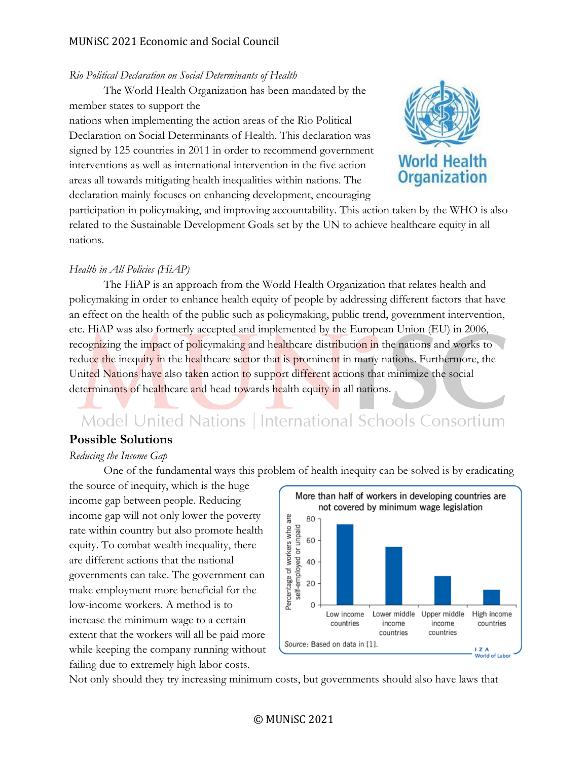*Rio Political Declaration on Social Determinants of Health*

The World Health Organization has been mandated by the member states to support the nations when implementing the action areas of the Rio Political Declaration on Social Determinants of Health. This declaration was signed by 125 countries in 2011 in order to recommend government interventions as well as international intervention in the five action areas all towards mitigating health inequalities within nations. The declaration mainly focuses on enhancing development, encouraging participation in policymaking, and improving accountability. This action taken by the WHO is also related to the Sustainable Development Goals set by the UN to achieve healthcare equity in all nations.

*Health in All Policies (HiAP)*

The HiAP is an approach from the World Health Organization that relates health and policymaking in order to enhance health equity of people by addressing different factors that have an effect on the health of the public such as policymaking, public trend, government intervention, etc. HiAP was also formerly accepted and implemented by the European Union (EU) in 2006, recognizing the impact of policymaking and healthcare distribution in the nations and works to reduce the inequity in the healthcare sector that is prominent in many nations. Furthermore, the United Nations have also taken action to support different actions that minimize the social determinants of healthcare and head towards health equity in all nations.

## Possible Solutions

*Reducing the Income Gap*

One of the fundamental ways this problem of health inequity can be solved is by eradicating the source of inequity, which is the huge income gap between people. Reducing income gap will not only lower the poverty rate within country but also promote health equity. To combat wealth inequality, there are different actions that the national governments can take. The government can make employment more beneficial for the low-income workers. A method is to increase the minimum wage to a certain extent that the workers will all be paid more while keeping the company running without failing due to extremely high labor costs.

More than half of workers in developing countries are not covered by minimum wage legislation

| Country group | Percentage of workers who are self-employed or unpaid (approx.) |
|---|---|
| Low income countries | 75 |
| Lower middle income countries | 54 |
| Upper middle income countries | 27 |
| High income countries | 14 |

Source: Based on data in [1].

Not only should they try increasing minimum costs, but governments should also have laws that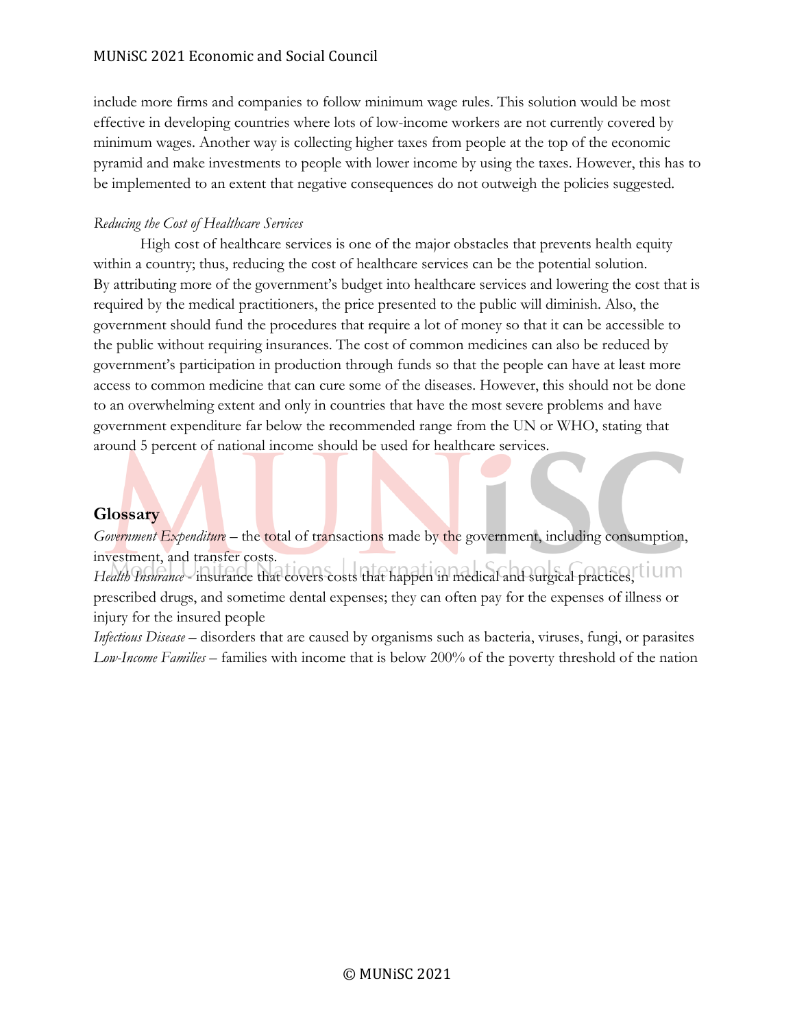include more firms and companies to follow minimum wage rules. This solution would be most effective in developing countries where lots of low-income workers are not currently covered by minimum wages. Another way is collecting higher taxes from people at the top of the economic pyramid and make investments to people with lower income by using the taxes. However, this has to be implemented to an extent that negative consequences do not outweigh the policies suggested.

*Reducing the Cost of Healthcare Services*

High cost of healthcare services is one of the major obstacles that prevents health equity within a country; thus, reducing the cost of healthcare services can be the potential solution. By attributing more of the government's budget into healthcare services and lowering the cost that is required by the medical practitioners, the price presented to the public will diminish. Also, the government should fund the procedures that require a lot of money so that it can be accessible to the public without requiring insurances. The cost of common medicines can also be reduced by government's participation in production through funds so that the people can have at least more access to common medicine that can cure some of the diseases. However, this should not be done to an overwhelming extent and only in countries that have the most severe problems and have government expenditure far below the recommended range from the UN or WHO, stating that around 5 percent of national income should be used for healthcare services.

## Glossary

*Government Expenditure* – the total of transactions made by the government, including consumption, investment, and transfer costs.
*Health Insurance* - insurance that covers costs that happen in medical and surgical practices, prescribed drugs, and sometime dental expenses; they can often pay for the expenses of illness or injury for the insured people
*Infectious Disease* – disorders that are caused by organisms such as bacteria, viruses, fungi, or parasites
*Low-Income Families* – families with income that is below 200% of the poverty threshold of the nation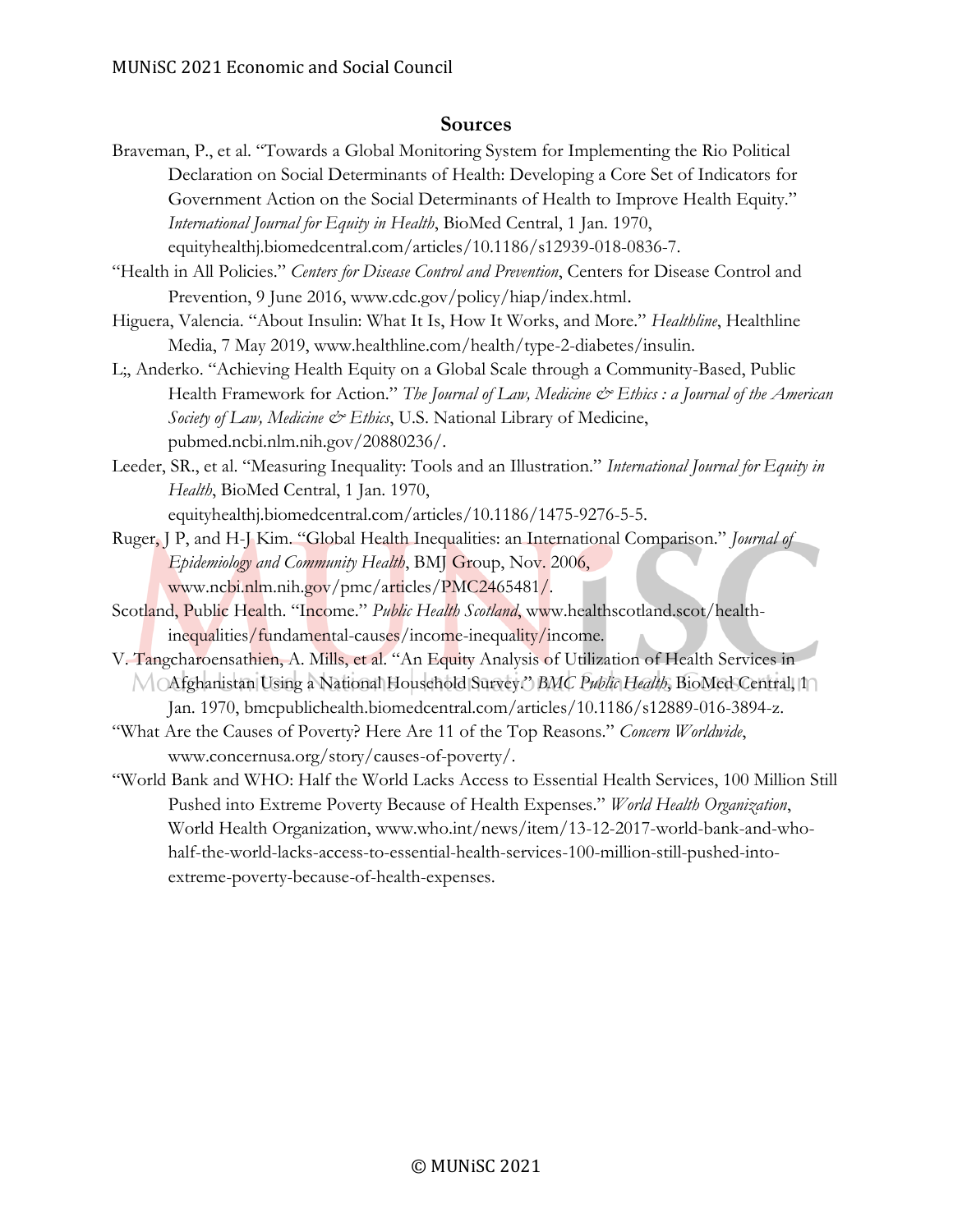## Sources

Braveman, P., et al. "Towards a Global Monitoring System for Implementing the Rio Political Declaration on Social Determinants of Health: Developing a Core Set of Indicators for Government Action on the Social Determinants of Health to Improve Health Equity." *International Journal for Equity in Health*, BioMed Central, 1 Jan. 1970, equityhealthj.biomedcentral.com/articles/10.1186/s12939-018-0836-7.

"Health in All Policies." *Centers for Disease Control and Prevention*, Centers for Disease Control and Prevention, 9 June 2016, www.cdc.gov/policy/hiap/index.html.

Higuera, Valencia. "About Insulin: What It Is, How It Works, and More." *Healthline*, Healthline Media, 7 May 2019, www.healthline.com/health/type-2-diabetes/insulin.

L;, Anderko. "Achieving Health Equity on a Global Scale through a Community-Based, Public Health Framework for Action." *The Journal of Law, Medicine & Ethics : a Journal of the American Society of Law, Medicine & Ethics*, U.S. National Library of Medicine, pubmed.ncbi.nlm.nih.gov/20880236/.

Leeder, SR., et al. "Measuring Inequality: Tools and an Illustration." *International Journal for Equity in Health*, BioMed Central, 1 Jan. 1970, equityhealthj.biomedcentral.com/articles/10.1186/1475-9276-5-5.

Ruger, J P, and H-J Kim. "Global Health Inequalities: an International Comparison." *Journal of Epidemiology and Community Health*, BMJ Group, Nov. 2006, www.ncbi.nlm.nih.gov/pmc/articles/PMC2465481/.

Scotland, Public Health. "Income." *Public Health Scotland*, www.healthscotland.scot/health-inequalities/fundamental-causes/income-inequality/income.

V. Tangcharoensathien, A. Mills, et al. "An Equity Analysis of Utilization of Health Services in Afghanistan Using a National Household Survey." *BMC Public Health*, BioMed Central, 1 Jan. 1970, bmcpublichealth.biomedcentral.com/articles/10.1186/s12889-016-3894-z.

"What Are the Causes of Poverty? Here Are 11 of the Top Reasons." *Concern Worldwide*, www.concernusa.org/story/causes-of-poverty/.

"World Bank and WHO: Half the World Lacks Access to Essential Health Services, 100 Million Still Pushed into Extreme Poverty Because of Health Expenses." *World Health Organization*, World Health Organization, www.who.int/news/item/13-12-2017-world-bank-and-who-half-the-world-lacks-access-to-essential-health-services-100-million-still-pushed-into-extreme-poverty-because-of-health-expenses.